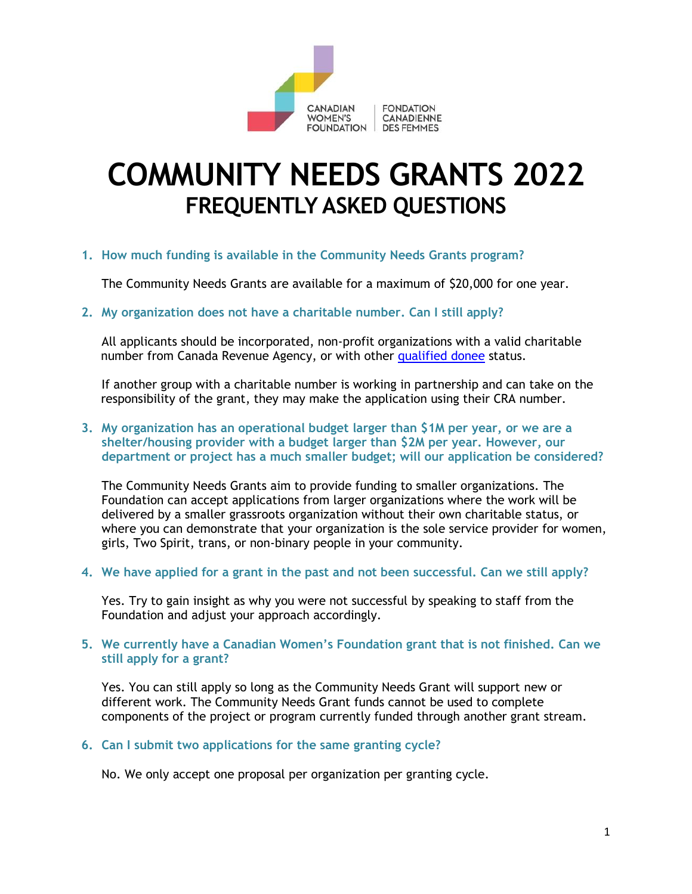CANADIAN WOMEN'S FOUNDATION | FONDATION CANADIENNE DES FEMMES

# COMMUNITY NEEDS GRANTS 2022

## FREQUENTLY ASKED QUESTIONS

1. **How much funding is available in the Community Needs Grants program?**

   The Community Needs Grants are available for a maximum of $20,000 for one year.

2. **My organization does not have a charitable number. Can I still apply?**

   All applicants should be incorporated, non-profit organizations with a valid charitable number from Canada Revenue Agency, or with other qualified donee status.

   If another group with a charitable number is working in partnership and can take on the responsibility of the grant, they may make the application using their CRA number.

3. **My organization has an operational budget larger than $1M per year, or we are a shelter/housing provider with a budget larger than $2M per year. However, our department or project has a much smaller budget; will our application be considered?**

   The Community Needs Grants aim to provide funding to smaller organizations. The Foundation can accept applications from larger organizations where the work will be delivered by a smaller grassroots organization without their own charitable status, or where you can demonstrate that your organization is the sole service provider for women, girls, Two Spirit, trans, or non-binary people in your community.

4. **We have applied for a grant in the past and not been successful. Can we still apply?**

   Yes. Try to gain insight as why you were not successful by speaking to staff from the Foundation and adjust your approach accordingly.

5. **We currently have a Canadian Women's Foundation grant that is not finished. Can we still apply for a grant?**

   Yes. You can still apply so long as the Community Needs Grant will support new or different work. The Community Needs Grant funds cannot be used to complete components of the project or program currently funded through another grant stream.

6. **Can I submit two applications for the same granting cycle?**

   No. We only accept one proposal per organization per granting cycle.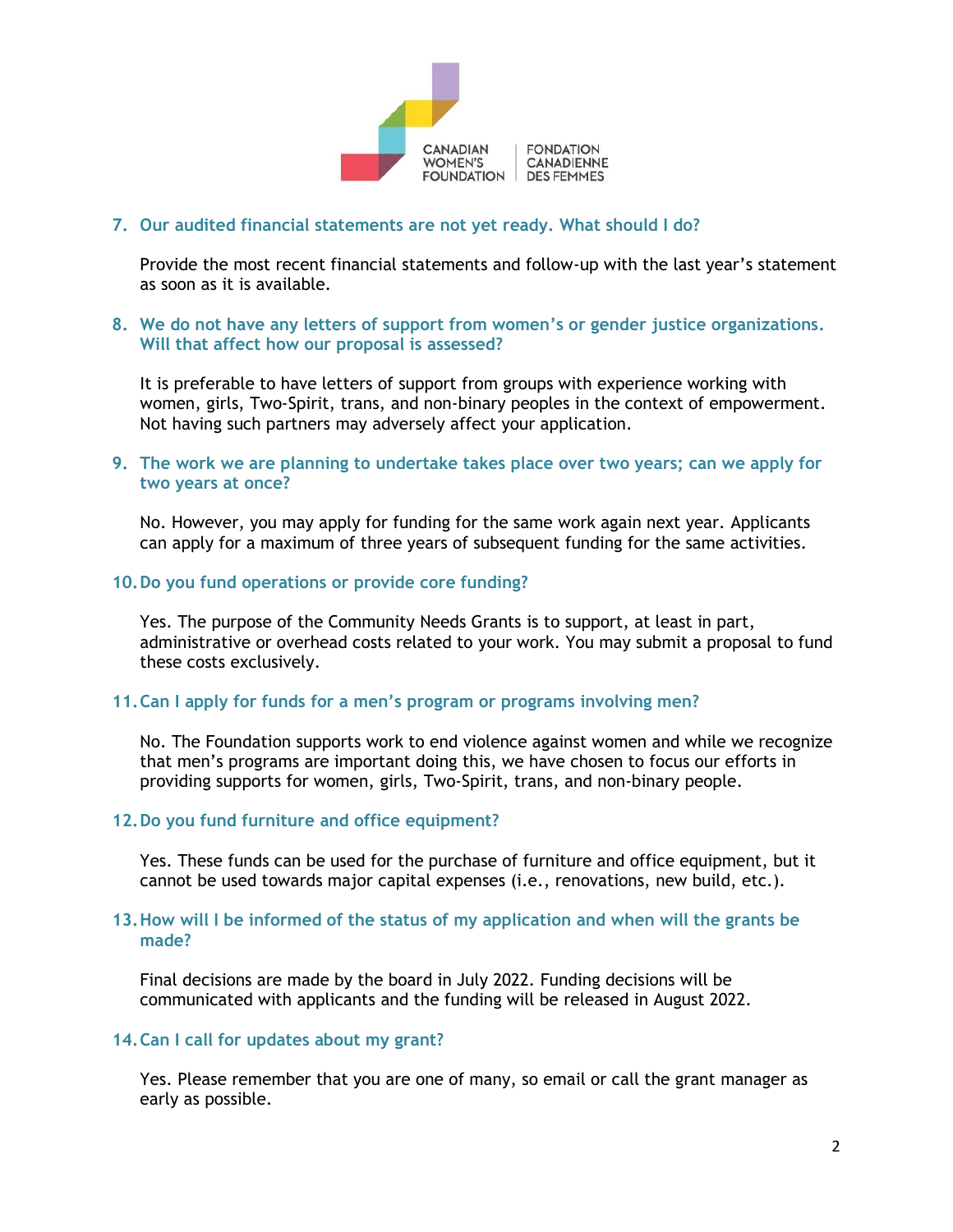7. **Our audited financial statements are not yet ready. What should I do?**

   Provide the most recent financial statements and follow-up with the last year's statement as soon as it is available.

8. **We do not have any letters of support from women's or gender justice organizations. Will that affect how our proposal is assessed?**

   It is preferable to have letters of support from groups with experience working with women, girls, Two-Spirit, trans, and non-binary peoples in the context of empowerment. Not having such partners may adversely affect your application.

9. **The work we are planning to undertake takes place over two years; can we apply for two years at once?**

   No. However, you may apply for funding for the same work again next year. Applicants can apply for a maximum of three years of subsequent funding for the same activities.

10. **Do you fund operations or provide core funding?**

    Yes. The purpose of the Community Needs Grants is to support, at least in part, administrative or overhead costs related to your work. You may submit a proposal to fund these costs exclusively.

11. **Can I apply for funds for a men's program or programs involving men?**

    No. The Foundation supports work to end violence against women and while we recognize that men's programs are important doing this, we have chosen to focus our efforts in providing supports for women, girls, Two-Spirit, trans, and non-binary people.

12. **Do you fund furniture and office equipment?**

    Yes. These funds can be used for the purchase of furniture and office equipment, but it cannot be used towards major capital expenses (i.e., renovations, new build, etc.).

13. **How will I be informed of the status of my application and when will the grants be made?**

    Final decisions are made by the board in July 2022. Funding decisions will be communicated with applicants and the funding will be released in August 2022.

14. **Can I call for updates about my grant?**

    Yes. Please remember that you are one of many, so email or call the grant manager as early as possible.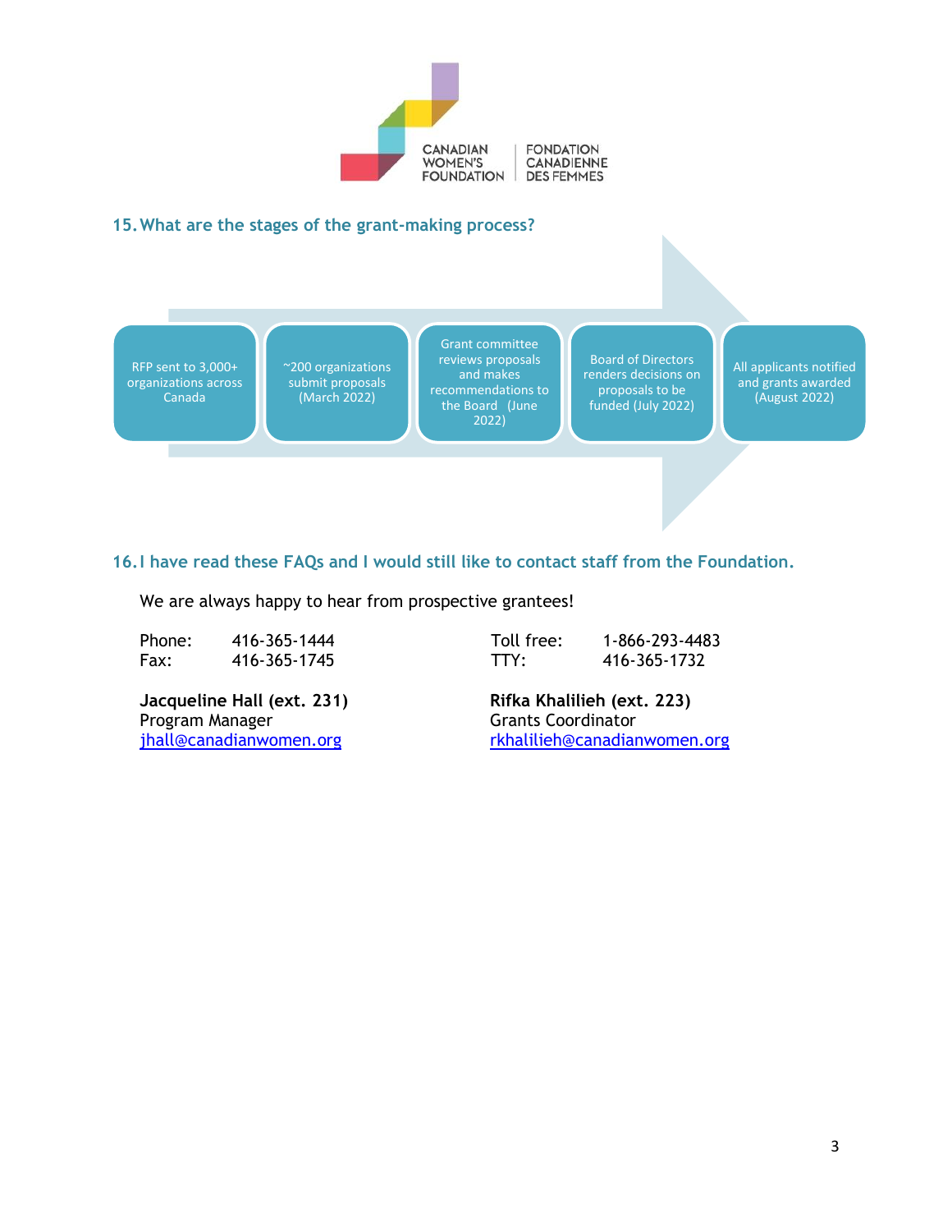CANADIAN WOMEN'S FOUNDATION | FONDATION CANADIENNE DES FEMMES

## 15. What are the stages of the grant-making process?

RFP sent to 3,000+ organizations across Canada

~200 organizations submit proposals (March 2022)

Grant committee reviews proposals and makes recommendations to the Board (June 2022)

Board of Directors renders decisions on proposals to be funded (July 2022)

All applicants notified and grants awarded (August 2022)

## 16. I have read these FAQs and I would still like to contact staff from the Foundation.

We are always happy to hear from prospective grantees!

Phone: 416-365-1444
Fax: 416-365-1745

Toll free: 1-866-293-4483
TTY: 416-365-1732

**Jacqueline Hall (ext. 231)**
Program Manager
jhall@canadianwomen.org

**Rifka Khalilieh (ext. 223)**
Grants Coordinator
rkhalilieh@canadianwomen.org